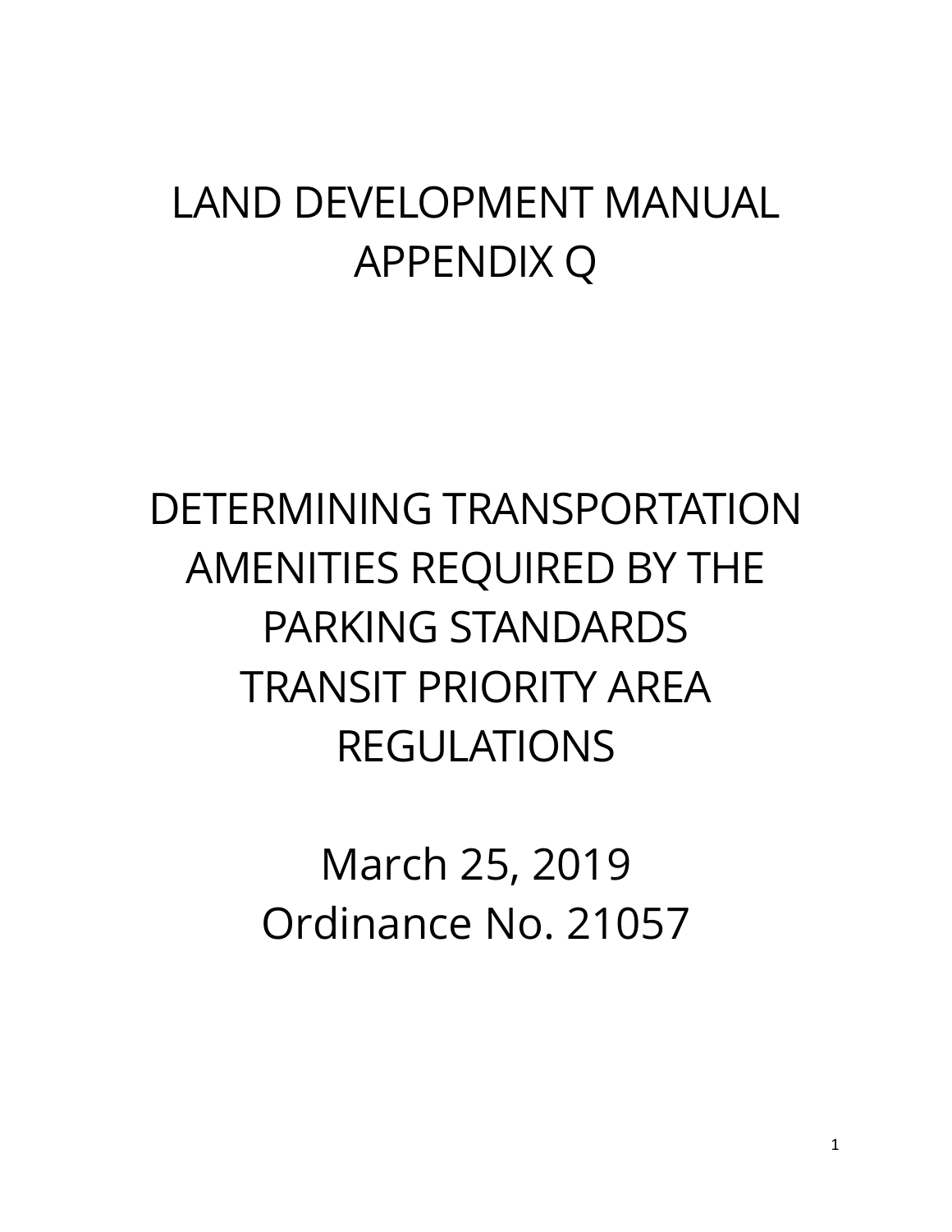# LAND DEVELOPMENT MANUAL
# APPENDIX Q

# DETERMINING TRANSPORTATION AMENITIES REQUIRED BY THE PARKING STANDARDS TRANSIT PRIORITY AREA REGULATIONS

March 25, 2019
Ordinance No. 21057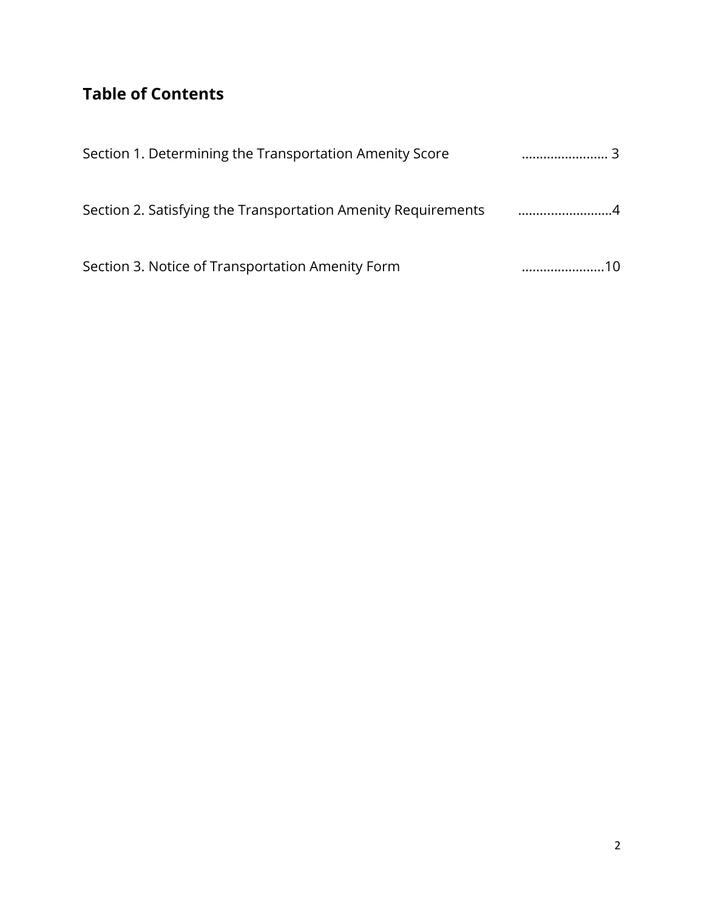## Table of Contents

Section 1. Determining the Transportation Amenity Score ........................ 3

Section 2. Satisfying the Transportation Amenity Requirements ..........................4

Section 3. Notice of Transportation Amenity Form .......................10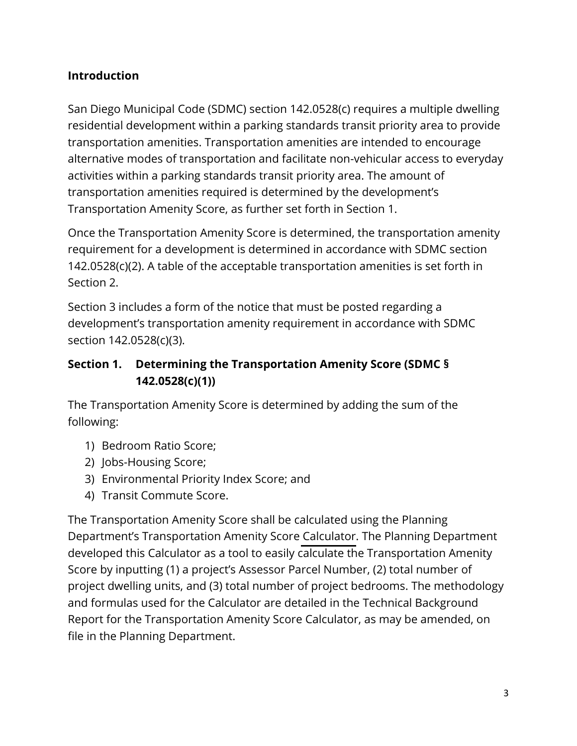## Introduction

San Diego Municipal Code (SDMC) section 142.0528(c) requires a multiple dwelling residential development within a parking standards transit priority area to provide transportation amenities. Transportation amenities are intended to encourage alternative modes of transportation and facilitate non-vehicular access to everyday activities within a parking standards transit priority area. The amount of transportation amenities required is determined by the development's Transportation Amenity Score, as further set forth in Section 1.

Once the Transportation Amenity Score is determined, the transportation amenity requirement for a development is determined in accordance with SDMC section 142.0528(c)(2). A table of the acceptable transportation amenities is set forth in Section 2.

Section 3 includes a form of the notice that must be posted regarding a development's transportation amenity requirement in accordance with SDMC section 142.0528(c)(3).

## Section 1. Determining the Transportation Amenity Score (SDMC § 142.0528(c)(1))

The Transportation Amenity Score is determined by adding the sum of the following:

1) Bedroom Ratio Score;
2) Jobs-Housing Score;
3) Environmental Priority Index Score; and
4) Transit Commute Score.

The Transportation Amenity Score shall be calculated using the Planning Department's Transportation Amenity Score Calculator. The Planning Department developed this Calculator as a tool to easily calculate the Transportation Amenity Score by inputting (1) a project's Assessor Parcel Number, (2) total number of project dwelling units, and (3) total number of project bedrooms. The methodology and formulas used for the Calculator are detailed in the Technical Background Report for the Transportation Amenity Score Calculator, as may be amended, on file in the Planning Department.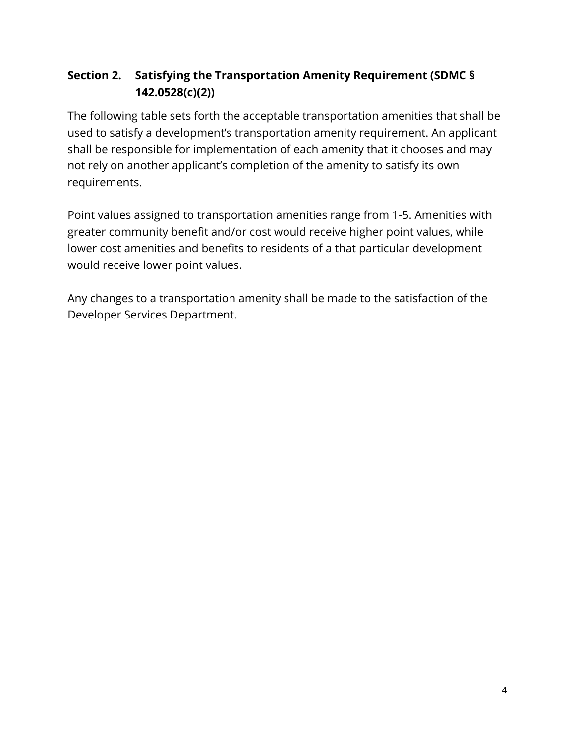## Section 2. Satisfying the Transportation Amenity Requirement (SDMC § 142.0528(c)(2))

The following table sets forth the acceptable transportation amenities that shall be used to satisfy a development's transportation amenity requirement. An applicant shall be responsible for implementation of each amenity that it chooses and may not rely on another applicant's completion of the amenity to satisfy its own requirements.

Point values assigned to transportation amenities range from 1-5. Amenities with greater community benefit and/or cost would receive higher point values, while lower cost amenities and benefits to residents of a that particular development would receive lower point values.

Any changes to a transportation amenity shall be made to the satisfaction of the Developer Services Department.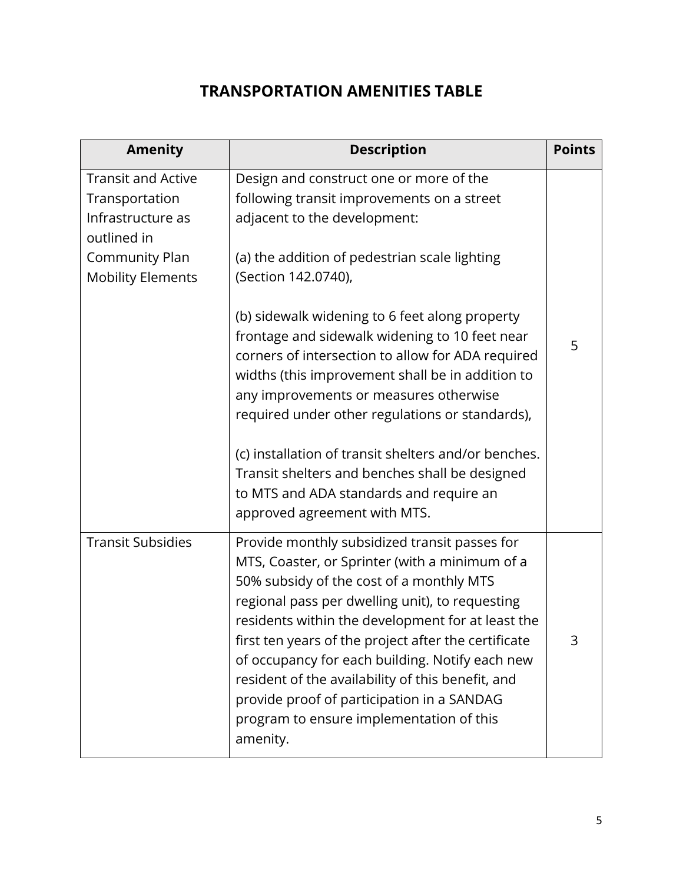# TRANSPORTATION AMENITIES TABLE

| Amenity | Description | Points |
| --- | --- | --- |
| Transit and Active Transportation Infrastructure as outlined in Community Plan Mobility Elements | Design and construct one or more of the following transit improvements on a street adjacent to the development:<br><br>(a) the addition of pedestrian scale lighting (Section 142.0740),<br><br>(b) sidewalk widening to 6 feet along property frontage and sidewalk widening to 10 feet near corners of intersection to allow for ADA required widths (this improvement shall be in addition to any improvements or measures otherwise required under other regulations or standards),<br><br>(c) installation of transit shelters and/or benches. Transit shelters and benches shall be designed to MTS and ADA standards and require an approved agreement with MTS. | 5 |
| Transit Subsidies | Provide monthly subsidized transit passes for MTS, Coaster, or Sprinter (with a minimum of a 50% subsidy of the cost of a monthly MTS regional pass per dwelling unit), to requesting residents within the development for at least the first ten years of the project after the certificate of occupancy for each building. Notify each new resident of the availability of this benefit, and provide proof of participation in a SANDAG program to ensure implementation of this amenity. | 3 |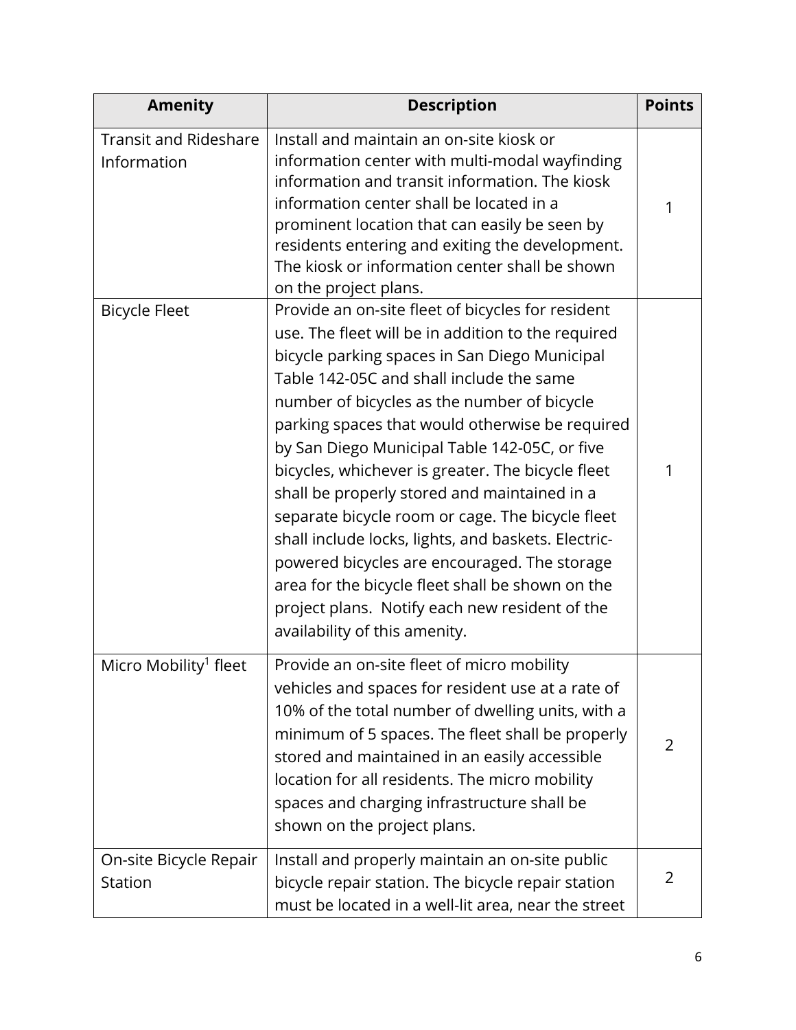| Amenity | Description | Points |
| --- | --- | --- |
| Transit and Rideshare Information | Install and maintain an on-site kiosk or information center with multi-modal wayfinding information and transit information. The kiosk information center shall be located in a prominent location that can easily be seen by residents entering and exiting the development. The kiosk or information center shall be shown on the project plans. | 1 |
| Bicycle Fleet | Provide an on-site fleet of bicycles for resident use. The fleet will be in addition to the required bicycle parking spaces in San Diego Municipal Table 142-05C and shall include the same number of bicycles as the number of bicycle parking spaces that would otherwise be required by San Diego Municipal Table 142-05C, or five bicycles, whichever is greater. The bicycle fleet shall be properly stored and maintained in a separate bicycle room or cage. The bicycle fleet shall include locks, lights, and baskets. Electric-powered bicycles are encouraged. The storage area for the bicycle fleet shall be shown on the project plans. Notify each new resident of the availability of this amenity. | 1 |
| Micro Mobility[1] fleet | Provide an on-site fleet of micro mobility vehicles and spaces for resident use at a rate of 10% of the total number of dwelling units, with a minimum of 5 spaces. The fleet shall be properly stored and maintained in an easily accessible location for all residents. The micro mobility spaces and charging infrastructure shall be shown on the project plans. | 2 |
| On-site Bicycle Repair Station | Install and properly maintain an on-site public bicycle repair station. The bicycle repair station must be located in a well-lit area, near the street | 2 |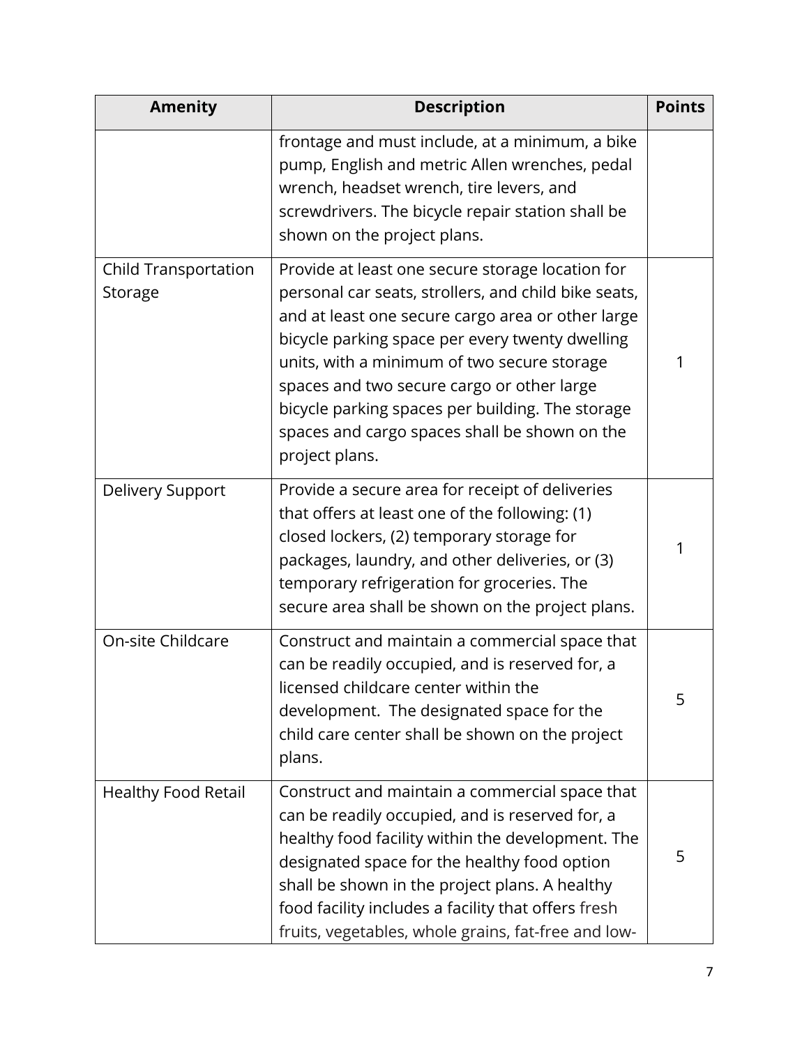| Amenity | Description | Points |
|---|---|---|
| | frontage and must include, at a minimum, a bike pump, English and metric Allen wrenches, pedal wrench, headset wrench, tire levers, and screwdrivers. The bicycle repair station shall be shown on the project plans. | |
| Child Transportation Storage | Provide at least one secure storage location for personal car seats, strollers, and child bike seats, and at least one secure cargo area or other large bicycle parking space per every twenty dwelling units, with a minimum of two secure storage spaces and two secure cargo or other large bicycle parking spaces per building. The storage spaces and cargo spaces shall be shown on the project plans. | 1 |
| Delivery Support | Provide a secure area for receipt of deliveries that offers at least one of the following: (1) closed lockers, (2) temporary storage for packages, laundry, and other deliveries, or (3) temporary refrigeration for groceries. The secure area shall be shown on the project plans. | 1 |
| On-site Childcare | Construct and maintain a commercial space that can be readily occupied, and is reserved for, a licensed childcare center within the development. The designated space for the child care center shall be shown on the project plans. | 5 |
| Healthy Food Retail | Construct and maintain a commercial space that can be readily occupied, and is reserved for, a healthy food facility within the development. The designated space for the healthy food option shall be shown in the project plans. A healthy food facility includes a facility that offers fresh fruits, vegetables, whole grains, fat-free and low- | 5 |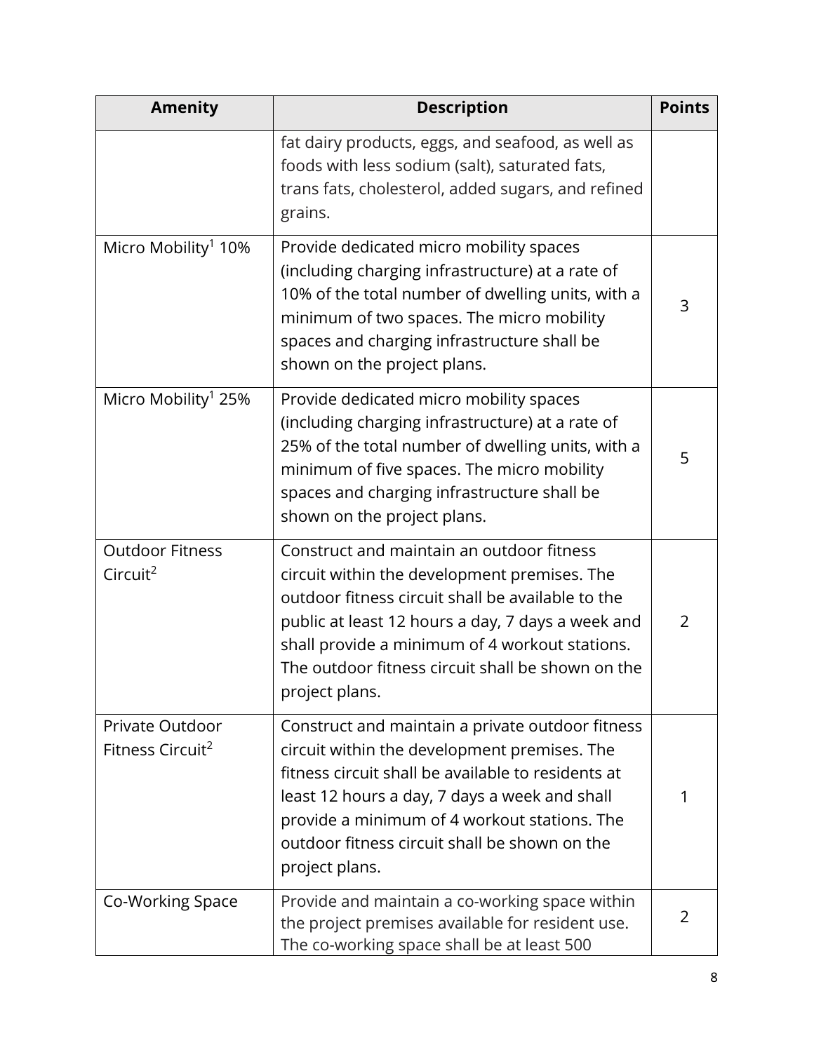| Amenity | Description | Points |
|---|---|---|
| | fat dairy products, eggs, and seafood, as well as foods with less sodium (salt), saturated fats, trans fats, cholesterol, added sugars, and refined grains. | |
| Micro Mobility[1] 10% | Provide dedicated micro mobility spaces (including charging infrastructure) at a rate of 10% of the total number of dwelling units, with a minimum of two spaces. The micro mobility spaces and charging infrastructure shall be shown on the project plans. | 3 |
| Micro Mobility[1] 25% | Provide dedicated micro mobility spaces (including charging infrastructure) at a rate of 25% of the total number of dwelling units, with a minimum of five spaces. The micro mobility spaces and charging infrastructure shall be shown on the project plans. | 5 |
| Outdoor Fitness Circuit[2] | Construct and maintain an outdoor fitness circuit within the development premises. The outdoor fitness circuit shall be available to the public at least 12 hours a day, 7 days a week and shall provide a minimum of 4 workout stations. The outdoor fitness circuit shall be shown on the project plans. | 2 |
| Private Outdoor Fitness Circuit[2] | Construct and maintain a private outdoor fitness circuit within the development premises. The fitness circuit shall be available to residents at least 12 hours a day, 7 days a week and shall provide a minimum of 4 workout stations. The outdoor fitness circuit shall be shown on the project plans. | 1 |
| Co-Working Space | Provide and maintain a co-working space within the project premises available for resident use. The co-working space shall be at least 500 | 2 |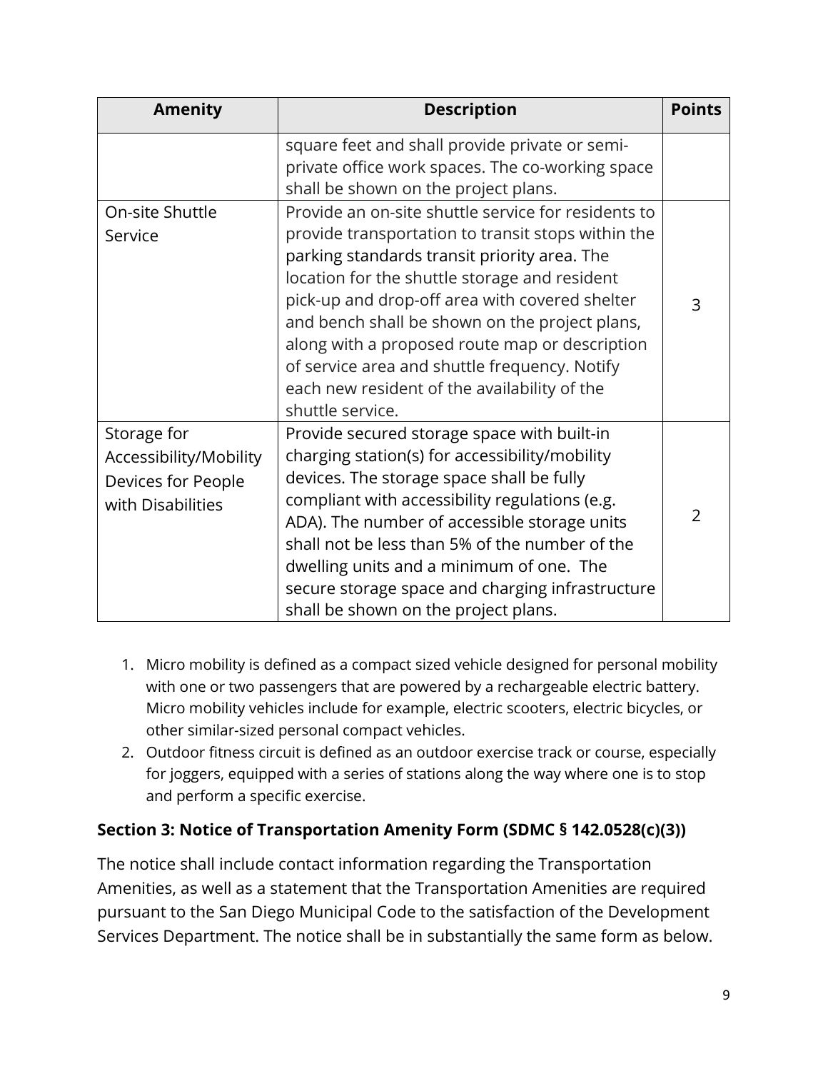| Amenity | Description | Points |
| --- | --- | --- |
| | square feet and shall provide private or semi-private office work spaces. The co-working space shall be shown on the project plans. | |
| On-site Shuttle Service | Provide an on-site shuttle service for residents to provide transportation to transit stops within the parking standards transit priority area. The location for the shuttle storage and resident pick-up and drop-off area with covered shelter and bench shall be shown on the project plans, along with a proposed route map or description of service area and shuttle frequency. Notify each new resident of the availability of the shuttle service. | 3 |
| Storage for Accessibility/Mobility Devices for People with Disabilities | Provide secured storage space with built-in charging station(s) for accessibility/mobility devices. The storage space shall be fully compliant with accessibility regulations (e.g. ADA). The number of accessible storage units shall not be less than 5% of the number of the dwelling units and a minimum of one. The secure storage space and charging infrastructure shall be shown on the project plans. | 2 |

1. Micro mobility is defined as a compact sized vehicle designed for personal mobility with one or two passengers that are powered by a rechargeable electric battery. Micro mobility vehicles include for example, electric scooters, electric bicycles, or other similar-sized personal compact vehicles.
2. Outdoor fitness circuit is defined as an outdoor exercise track or course, especially for joggers, equipped with a series of stations along the way where one is to stop and perform a specific exercise.

### Section 3: Notice of Transportation Amenity Form (SDMC § 142.0528(c)(3))

The notice shall include contact information regarding the Transportation Amenities, as well as a statement that the Transportation Amenities are required pursuant to the San Diego Municipal Code to the satisfaction of the Development Services Department. The notice shall be in substantially the same form as below.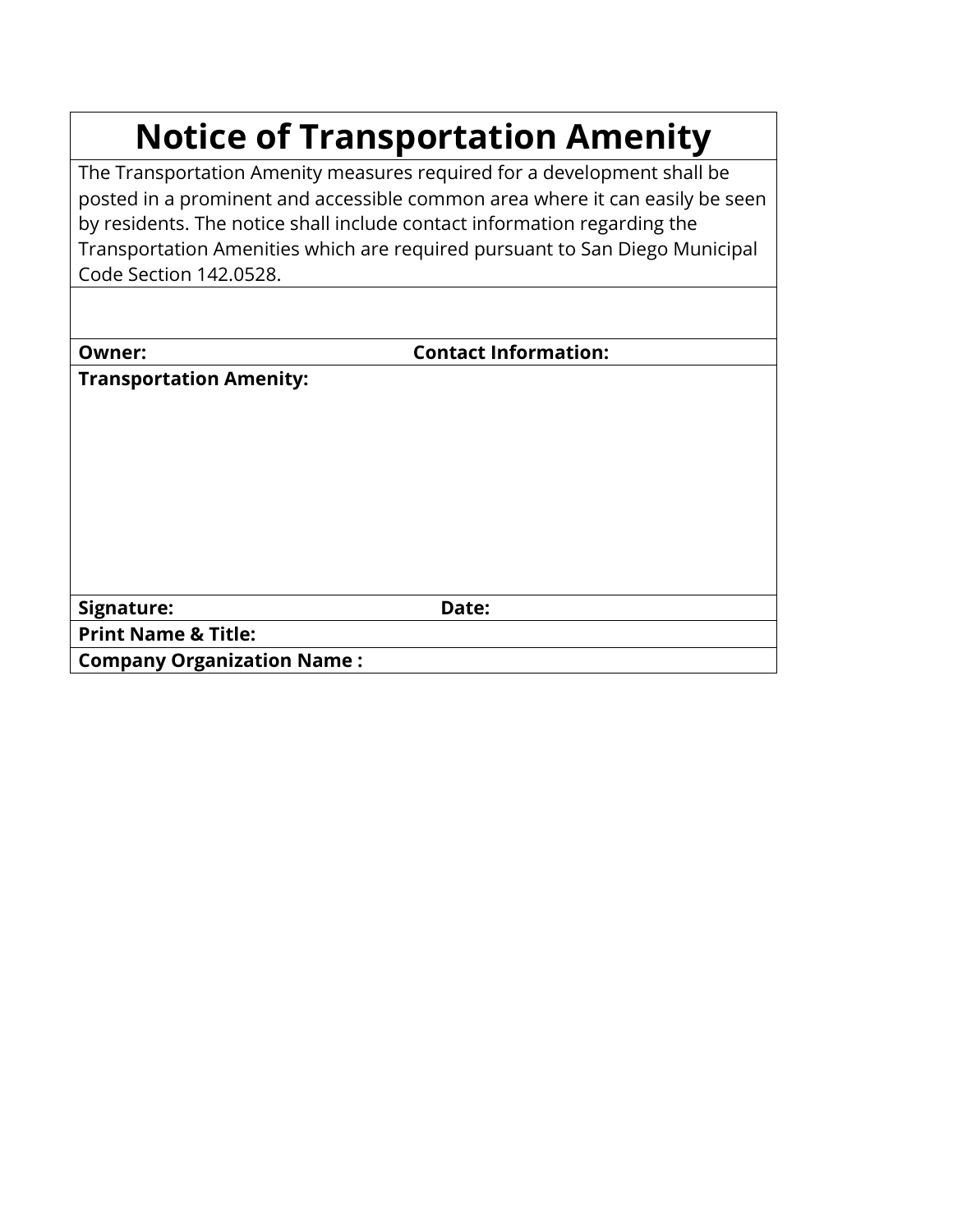# Notice of Transportation Amenity

The Transportation Amenity measures required for a development shall be posted in a prominent and accessible common area where it can easily be seen by residents. The notice shall include contact information regarding the Transportation Amenities which are required pursuant to San Diego Municipal Code Section 142.0528.

| | |
|---|---|
| **Owner:** | **Contact Information:** |
| **Transportation Amenity:** | |
| **Signature:** | **Date:** |
| **Print Name & Title:** | |
| **Company Organization Name :** | |